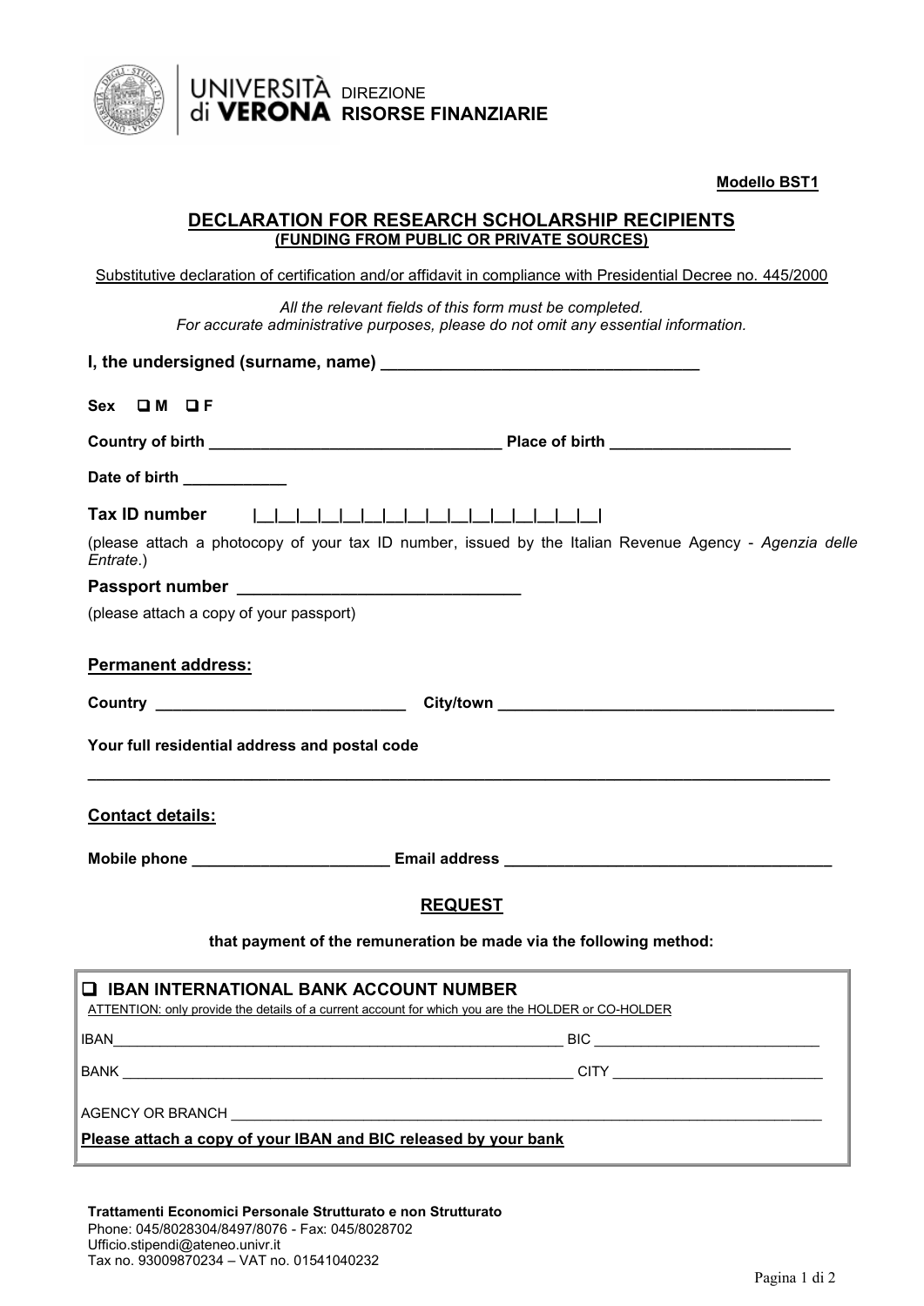UNIVERSITÀ di VERONA DIREZIONE **RISORSE FINANZIARIE**

**Modello BST1**

## DECLARATION FOR RESEARCH SCHOLARSHIP RECIPIENTS
### (FUNDING FROM PUBLIC OR PRIVATE SOURCES)

Substitutive declaration of certification and/or affidavit in compliance with Presidential Decree no. 445/2000

*All the relevant fields of this form must be completed.*
*For accurate administrative purposes, please do not omit any essential information.*

**I, the undersigned (surname, name) ___________________________________**

**Sex** ❑ **M** ❑ **F**

**Country of birth _________________________________ Place of birth ____________________**

**Date of birth ___________**

**Tax ID number** |__|__|__|__|__|__|__|__|__|__|__|__|__|__|__|__|

(please attach a photocopy of your tax ID number, issued by the Italian Revenue Agency - *Agenzia delle Entrate*.)

**Passport number ______________________________**

(please attach a copy of your passport)

**Permanent address:**

**Country _____________________________ City/town _______________________________________**

**Your full residential address and postal code**

_____________________________________________________________________________________

**Contact details:**

**Mobile phone ______________________ Email address ______________________________________**

## REQUEST

**that payment of the remuneration be made via the following method:**

❑ **IBAN INTERNATIONAL BANK ACCOUNT NUMBER**

ATTENTION: only provide the details of a current account for which you are the HOLDER or CO-HOLDER

IBAN__________________________________________________________ BIC _____________________________

BANK _________________________________________________________ CITY ____________________________

AGENCY OR BRANCH ______________________________________________________________________________

**Please attach a copy of your IBAN and BIC released by your bank**

**Trattamenti Economici Personale Strutturato e non Strutturato**
Phone: 045/8028304/8497/8076 - Fax: 045/8028702
Ufficio.stipendi@ateneo.univr.it
Tax no. 93009870234 – VAT no. 01541040232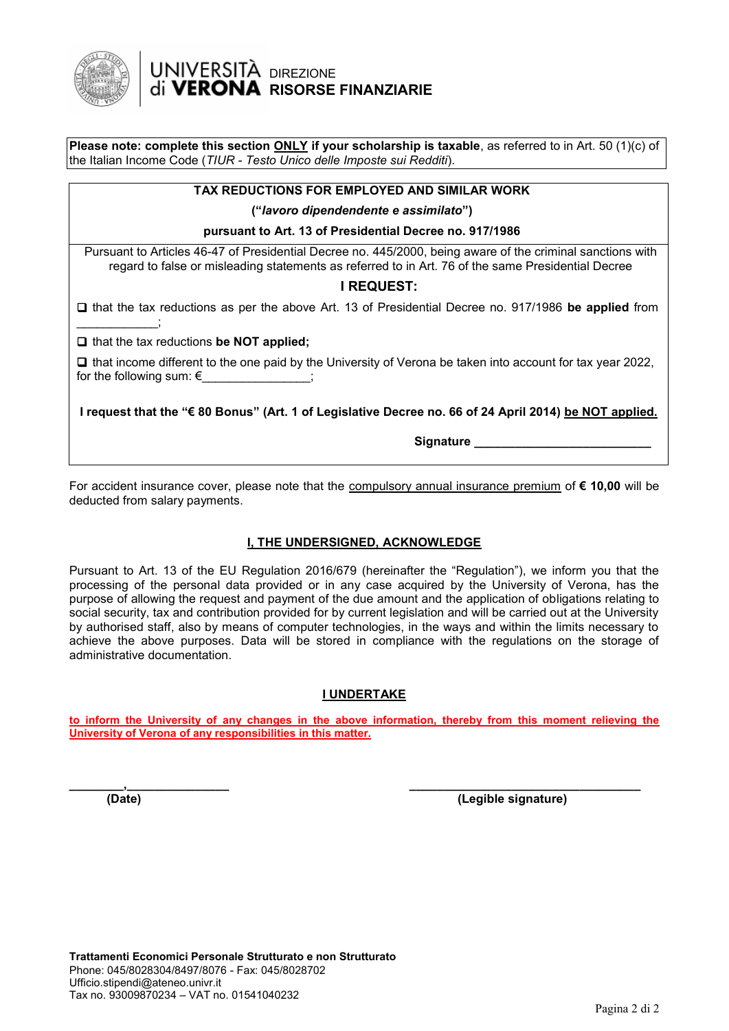UNIVERSITÀ di VERONA DIREZIONE **RISORSE FINANZIARIE**

**Please note: complete this section ONLY if your scholarship is taxable**, as referred to in Art. 50 (1)(c) of the Italian Income Code (*TIUR - Testo Unico delle Imposte sui Redditi*).

**TAX REDUCTIONS FOR EMPLOYED AND SIMILAR WORK**

**("*lavoro dipendendente e assimilato*")**

**pursuant to Art. 13 of Presidential Decree no. 917/1986**

Pursuant to Articles 46-47 of Presidential Decree no. 445/2000, being aware of the criminal sanctions with regard to false or misleading statements as referred to in Art. 76 of the same Presidential Decree

**I REQUEST:**

❑ that the tax reductions as per the above Art. 13 of Presidential Decree no. 917/1986 **be applied** from ____________;

❑ that the tax reductions **be NOT applied;**

❑ that income different to the one paid by the University of Verona be taken into account for tax year 2022, for the following sum: €________________;

**I request that the "€ 80 Bonus" (Art. 1 of Legislative Decree no. 66 of 24 April 2014) be NOT applied.**

**Signature** __________________________

For accident insurance cover, please note that the compulsory annual insurance premium of **€ 10,00** will be deducted from salary payments.

**I, THE UNDERSIGNED, ACKNOWLEDGE**

Pursuant to Art. 13 of the EU Regulation 2016/679 (hereinafter the "Regulation"), we inform you that the processing of the personal data provided or in any case acquired by the University of Verona, has the purpose of allowing the request and payment of the due amount and the application of obligations relating to social security, tax and contribution provided for by current legislation and will be carried out at the University by authorised staff, also by means of computer technologies, in the ways and within the limits necessary to achieve the above purposes. Data will be stored in compliance with the regulations on the storage of administrative documentation.

**I UNDERTAKE**

**to inform the University of any changes in the above information, thereby from this moment relieving the University of Verona of any responsibilities in this matter.**

________,________________ **(Date)**

___________________________________ **(Legible signature)**

**Trattamenti Economici Personale Strutturato e non Strutturato**
Phone: 045/8028304/8497/8076 - Fax: 045/8028702
Ufficio.stipendi@ateneo.univr.it
Tax no. 93009870234 – VAT no. 01541040232